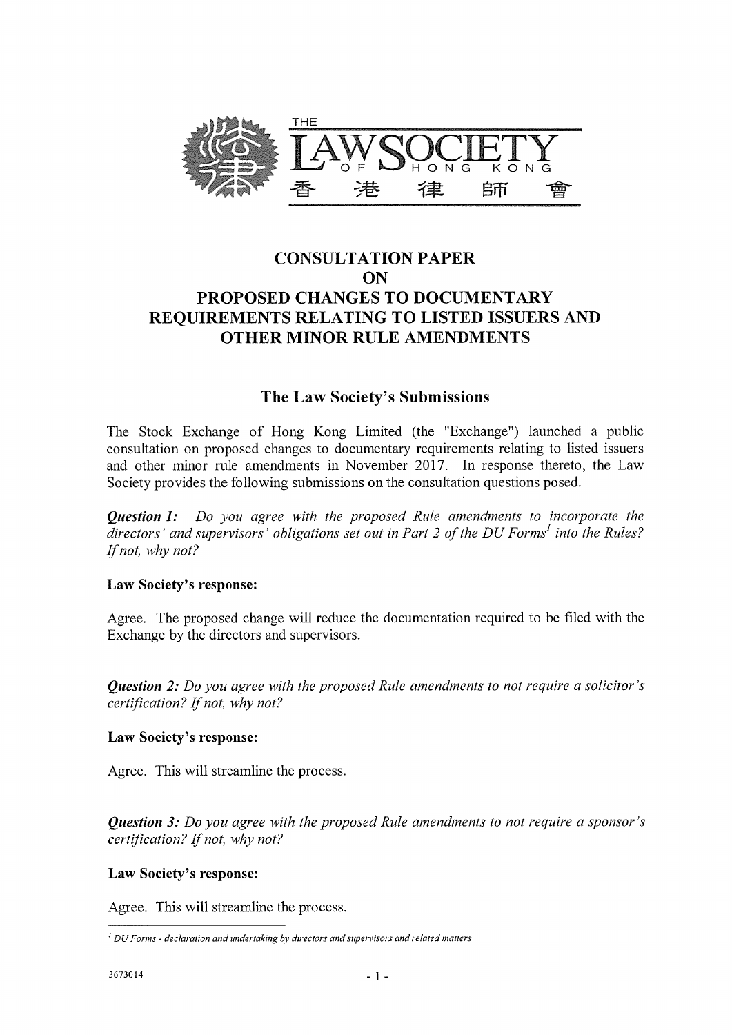THE LAW SOCIETY OF HONG KONG 香港律師會

# CONSULTATION PAPER ON PROPOSED CHANGES TO DOCUMENTARY REQUIREMENTS RELATING TO LISTED ISSUERS AND OTHER MINOR RULE AMENDMENTS

## The Law Society's Submissions

The Stock Exchange of Hong Kong Limited (the "Exchange") launched a public consultation on proposed changes to documentary requirements relating to listed issuers and other minor rule amendments in November 2017. In response thereto, the Law Society provides the following submissions on the consultation questions posed.

***Question 1:*** *Do you agree with the proposed Rule amendments to incorporate the directors' and supervisors' obligations set out in Part 2 of the DU Forms*[1] *into the Rules? If not, why not?*

**Law Society's response:**

Agree. The proposed change will reduce the documentation required to be filed with the Exchange by the directors and supervisors.

***Question 2:*** *Do you agree with the proposed Rule amendments to not require a solicitor's certification? If not, why not?*

**Law Society's response:**

Agree. This will streamline the process.

***Question 3:*** *Do you agree with the proposed Rule amendments to not require a sponsor's certification? If not, why not?*

**Law Society's response:**

Agree. This will streamline the process.

---

[1] *DU Forms - declaration and undertaking by directors and supervisors and related matters*

3673014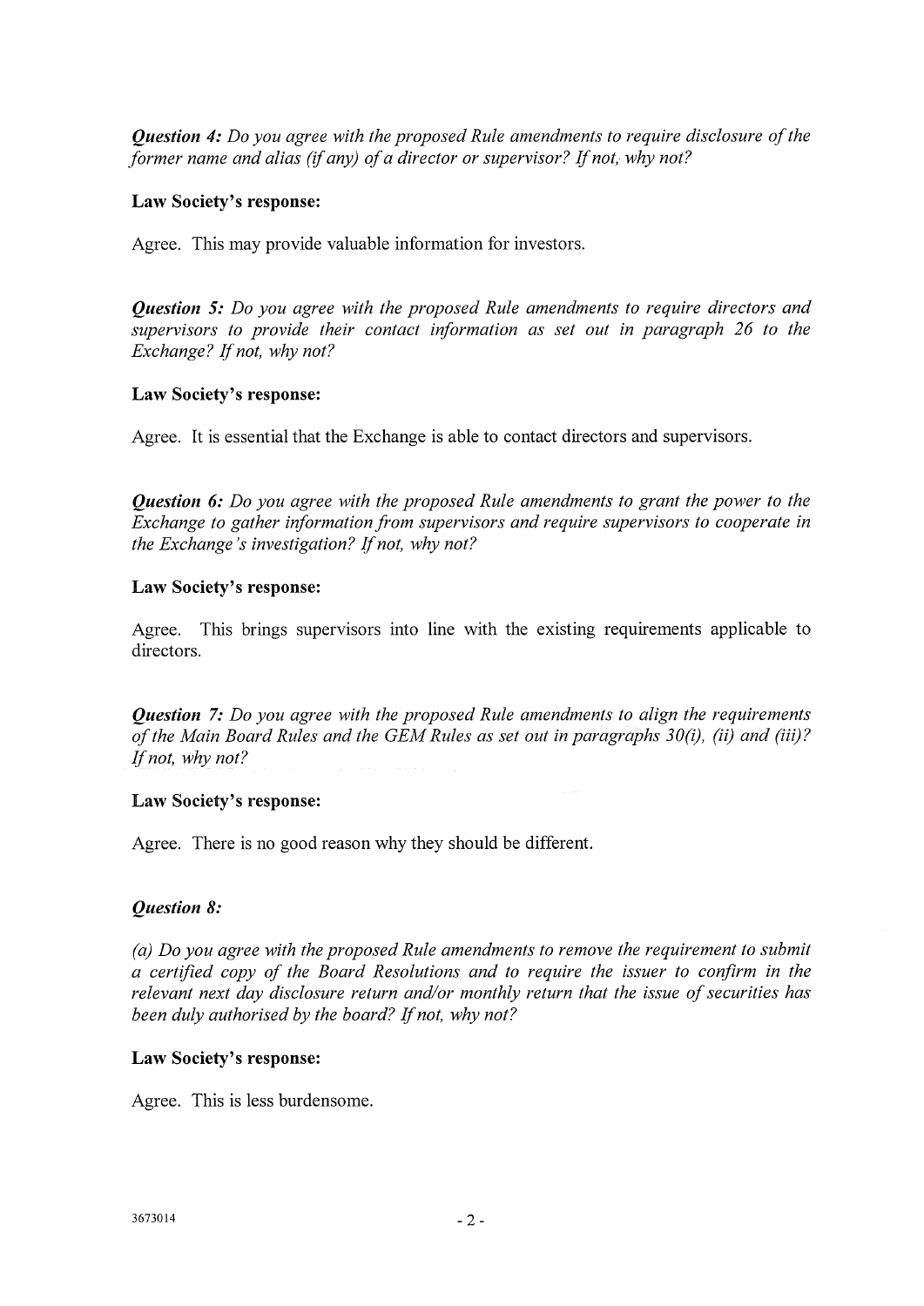***Question 4:*** *Do you agree with the proposed Rule amendments to require disclosure of the former name and alias (if any) of a director or supervisor? If not, why not?*

**Law Society's response:**

Agree. This may provide valuable information for investors.

***Question 5:*** *Do you agree with the proposed Rule amendments to require directors and supervisors to provide their contact information as set out in paragraph 26 to the Exchange? If not, why not?*

**Law Society's response:**

Agree. It is essential that the Exchange is able to contact directors and supervisors.

***Question 6:*** *Do you agree with the proposed Rule amendments to grant the power to the Exchange to gather information from supervisors and require supervisors to cooperate in the Exchange's investigation? If not, why not?*

**Law Society's response:**

Agree. This brings supervisors into line with the existing requirements applicable to directors.

***Question 7:*** *Do you agree with the proposed Rule amendments to align the requirements of the Main Board Rules and the GEM Rules as set out in paragraphs 30(i), (ii) and (iii)? If not, why not?*

**Law Society's response:**

Agree. There is no good reason why they should be different.

***Question 8:***

*(a) Do you agree with the proposed Rule amendments to remove the requirement to submit a certified copy of the Board Resolutions and to require the issuer to confirm in the relevant next day disclosure return and/or monthly return that the issue of securities has been duly authorised by the board? If not, why not?*

**Law Society's response:**

Agree. This is less burdensome.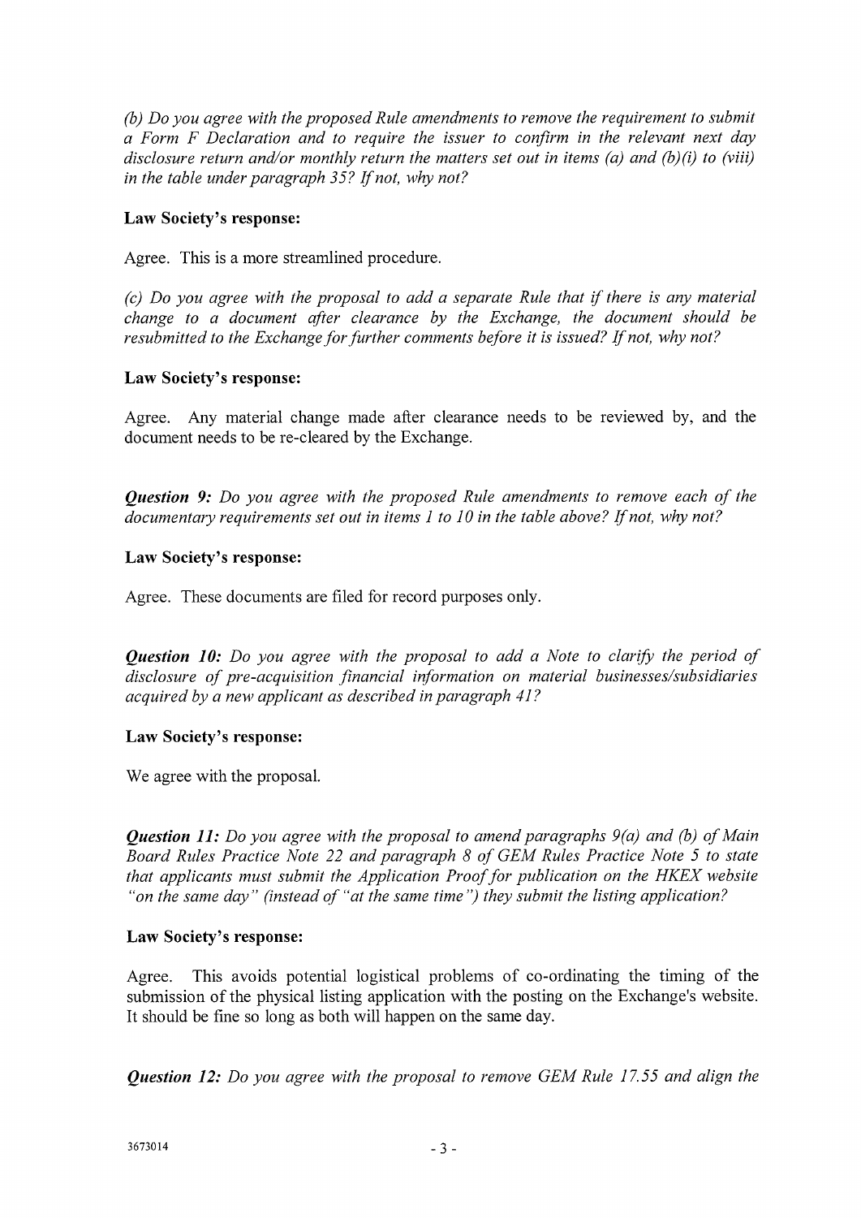*(b) Do you agree with the proposed Rule amendments to remove the requirement to submit a Form F Declaration and to require the issuer to confirm in the relevant next day disclosure return and/or monthly return the matters set out in items (a) and (b)(i) to (viii) in the table under paragraph 35? If not, why not?*

**Law Society's response:**

Agree. This is a more streamlined procedure.

*(c) Do you agree with the proposal to add a separate Rule that if there is any material change to a document after clearance by the Exchange, the document should be resubmitted to the Exchange for further comments before it is issued? If not, why not?*

**Law Society's response:**

Agree. Any material change made after clearance needs to be reviewed by, and the document needs to be re-cleared by the Exchange.

***Question 9:*** *Do you agree with the proposed Rule amendments to remove each of the documentary requirements set out in items 1 to 10 in the table above? If not, why not?*

**Law Society's response:**

Agree. These documents are filed for record purposes only.

***Question 10:*** *Do you agree with the proposal to add a Note to clarify the period of disclosure of pre-acquisition financial information on material businesses/subsidiaries acquired by a new applicant as described in paragraph 41?*

**Law Society's response:**

We agree with the proposal.

***Question 11:*** *Do you agree with the proposal to amend paragraphs 9(a) and (b) of Main Board Rules Practice Note 22 and paragraph 8 of GEM Rules Practice Note 5 to state that applicants must submit the Application Proof for publication on the HKEX website "on the same day" (instead of "at the same time") they submit the listing application?*

**Law Society's response:**

Agree. This avoids potential logistical problems of co-ordinating the timing of the submission of the physical listing application with the posting on the Exchange's website. It should be fine so long as both will happen on the same day.

***Question 12:*** *Do you agree with the proposal to remove GEM Rule 17.55 and align the*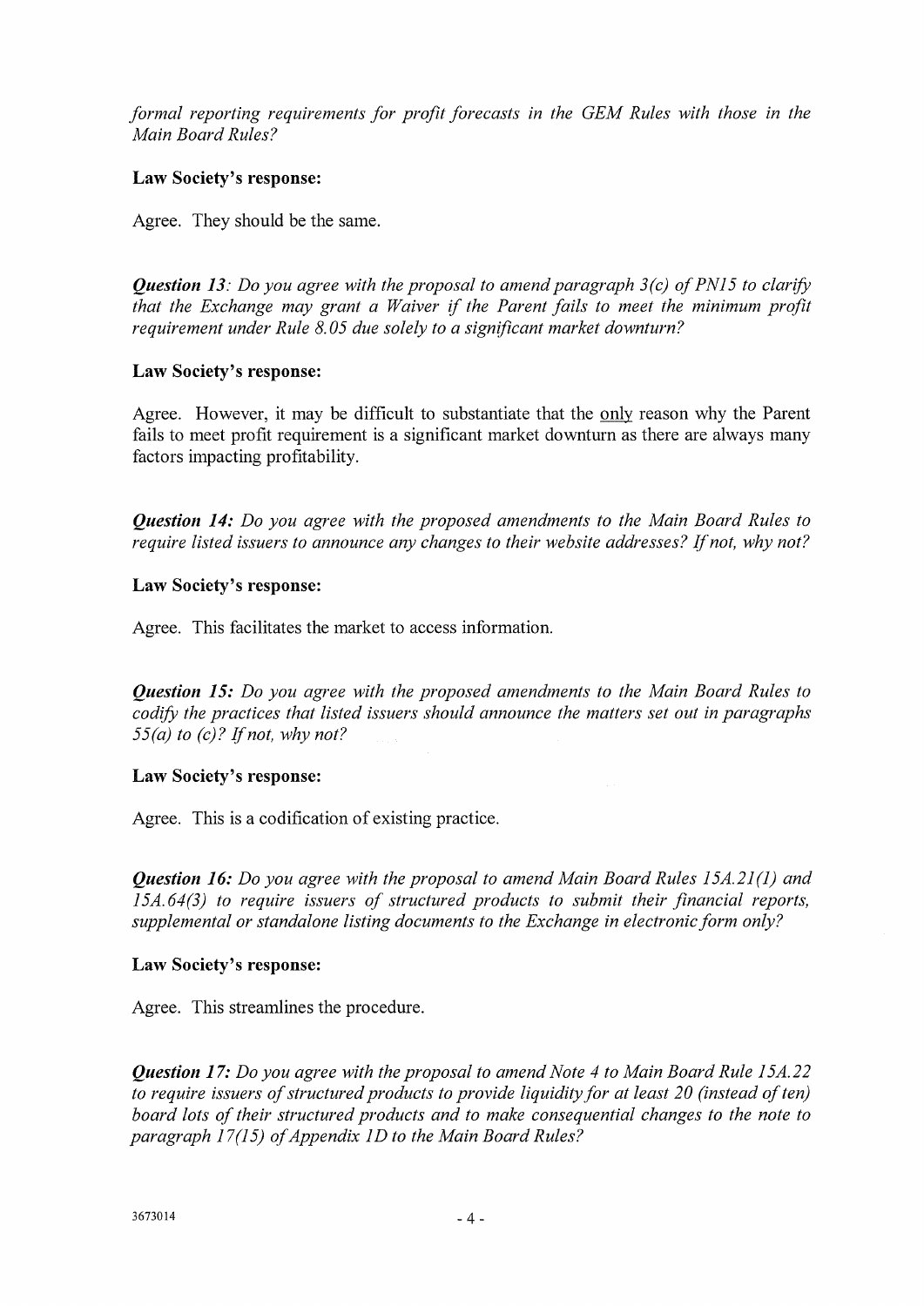*formal reporting requirements for profit forecasts in the GEM Rules with those in the Main Board Rules?*

**Law Society's response:**

Agree. They should be the same.

***Question 13****: Do you agree with the proposal to amend paragraph 3(c) of PN15 to clarify that the Exchange may grant a Waiver if the Parent fails to meet the minimum profit requirement under Rule 8.05 due solely to a significant market downturn?*

**Law Society's response:**

Agree. However, it may be difficult to substantiate that the only reason why the Parent fails to meet profit requirement is a significant market downturn as there are always many factors impacting profitability.

***Question 14:*** *Do you agree with the proposed amendments to the Main Board Rules to require listed issuers to announce any changes to their website addresses? If not, why not?*

**Law Society's response:**

Agree. This facilitates the market to access information.

***Question 15:*** *Do you agree with the proposed amendments to the Main Board Rules to codify the practices that listed issuers should announce the matters set out in paragraphs 55(a) to (c)? If not, why not?*

**Law Society's response:**

Agree. This is a codification of existing practice.

***Question 16:*** *Do you agree with the proposal to amend Main Board Rules 15A.21(1) and 15A.64(3) to require issuers of structured products to submit their financial reports, supplemental or standalone listing documents to the Exchange in electronic form only?*

**Law Society's response:**

Agree. This streamlines the procedure.

***Question 17:*** *Do you agree with the proposal to amend Note 4 to Main Board Rule 15A.22 to require issuers of structured products to provide liquidity for at least 20 (instead of ten) board lots of their structured products and to make consequential changes to the note to paragraph 17(15) of Appendix 1D to the Main Board Rules?*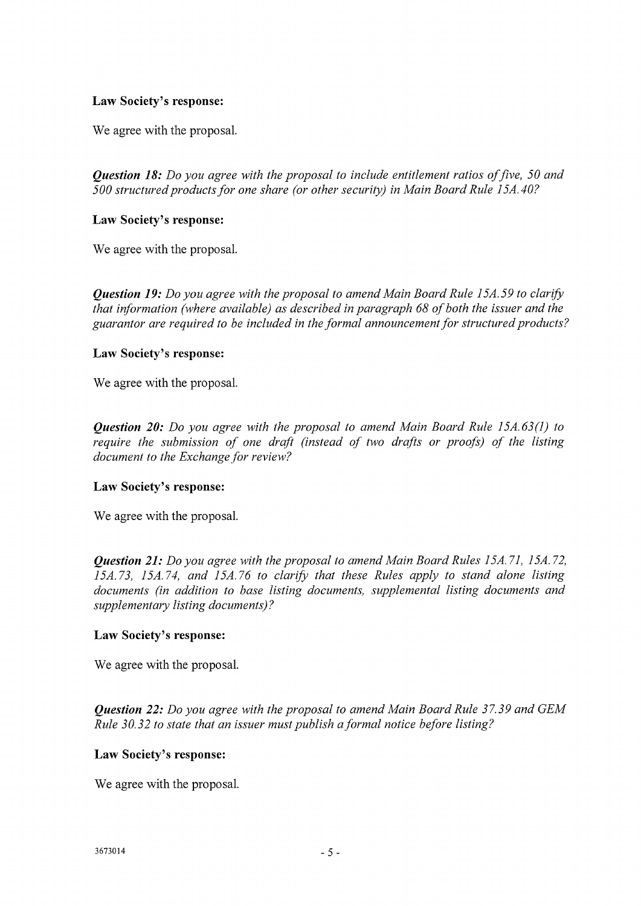**Law Society's response:**

We agree with the proposal.

***Question 18:*** *Do you agree with the proposal to include entitlement ratios of five, 50 and 500 structured products for one share (or other security) in Main Board Rule 15A.40?*

**Law Society's response:**

We agree with the proposal.

***Question 19:*** *Do you agree with the proposal to amend Main Board Rule 15A.59 to clarify that information (where available) as described in paragraph 68 of both the issuer and the guarantor are required to be included in the formal announcement for structured products?*

**Law Society's response:**

We agree with the proposal.

***Question 20:*** *Do you agree with the proposal to amend Main Board Rule 15A.63(1) to require the submission of one draft (instead of two drafts or proofs) of the listing document to the Exchange for review?*

**Law Society's response:**

We agree with the proposal.

***Question 21:*** *Do you agree with the proposal to amend Main Board Rules 15A.71, 15A.72, 15A.73, 15A.74, and 15A.76 to clarify that these Rules apply to stand alone listing documents (in addition to base listing documents, supplemental listing documents and supplementary listing documents)?*

**Law Society's response:**

We agree with the proposal.

***Question 22:*** *Do you agree with the proposal to amend Main Board Rule 37.39 and GEM Rule 30.32 to state that an issuer must publish a formal notice before listing?*

**Law Society's response:**

We agree with the proposal.

3673014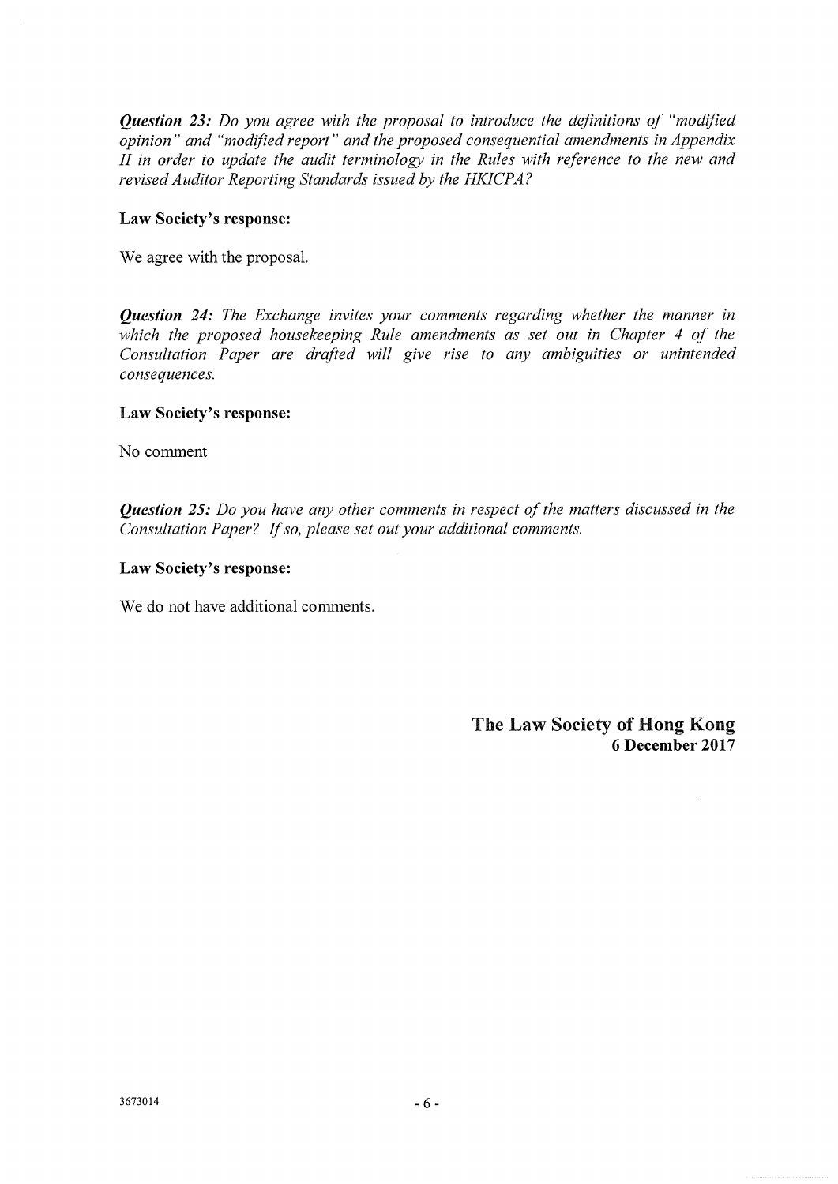***Question 23:*** *Do you agree with the proposal to introduce the definitions of "modified opinion" and "modified report" and the proposed consequential amendments in Appendix II in order to update the audit terminology in the Rules with reference to the new and revised Auditor Reporting Standards issued by the HKICPA?*

**Law Society's response:**

We agree with the proposal.

***Question 24:*** *The Exchange invites your comments regarding whether the manner in which the proposed housekeeping Rule amendments as set out in Chapter 4 of the Consultation Paper are drafted will give rise to any ambiguities or unintended consequences.*

**Law Society's response:**

No comment

***Question 25:*** *Do you have any other comments in respect of the matters discussed in the Consultation Paper? If so, please set out your additional comments.*

**Law Society's response:**

We do not have additional comments.

**The Law Society of Hong Kong**
**6 December 2017**

3673014